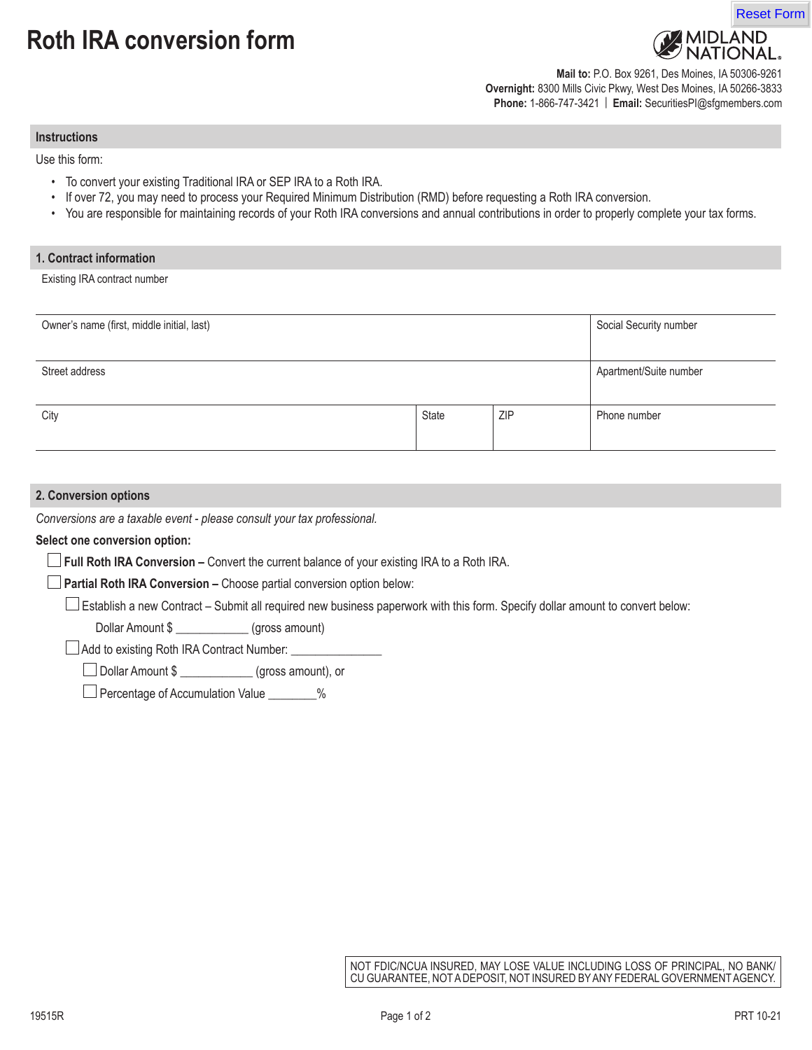# Roth IRA conversion form

MIDLAND NATIONAL

**Mail to:** P.O. Box 9261, Des Moines, IA 50306-9261
**Overnight:** 8300 Mills Civic Pkwy, West Des Moines, IA 50266-3833
**Phone:** 1-866-747-3421 | **Email:** SecuritiesPI@sfgmembers.com

## Instructions

Use this form:

- To convert your existing Traditional IRA or SEP IRA to a Roth IRA.
- If over 72, you may need to process your Required Minimum Distribution (RMD) before requesting a Roth IRA conversion.
- You are responsible for maintaining records of your Roth IRA conversions and annual contributions in order to properly complete your tax forms.

## 1. Contract information

Existing IRA contract number

| Owner's name (first, middle initial, last) | | | Social Security number |
|---|---|---|---|
| Street address | | | Apartment/Suite number |
| City | State | ZIP | Phone number |

## 2. Conversion options

*Conversions are a taxable event - please consult your tax professional.*

**Select one conversion option:**

☐ **Full Roth IRA Conversion –** Convert the current balance of your existing IRA to a Roth IRA.

☐ **Partial Roth IRA Conversion –** Choose partial conversion option below:

- ☐ Establish a new Contract – Submit all required new business paperwork with this form. Specify dollar amount to convert below:
  - Dollar Amount $ ___________ (gross amount)
- ☐ Add to existing Roth IRA Contract Number: ______________
  - ☐ Dollar Amount $ ___________ (gross amount), or
  - ☐ Percentage of Accumulation Value _______%

NOT FDIC/NCUA INSURED, MAY LOSE VALUE INCLUDING LOSS OF PRINCIPAL, NO BANK/CU GUARANTEE, NOT A DEPOSIT, NOT INSURED BY ANY FEDERAL GOVERNMENT AGENCY.

19515R PRT 10-21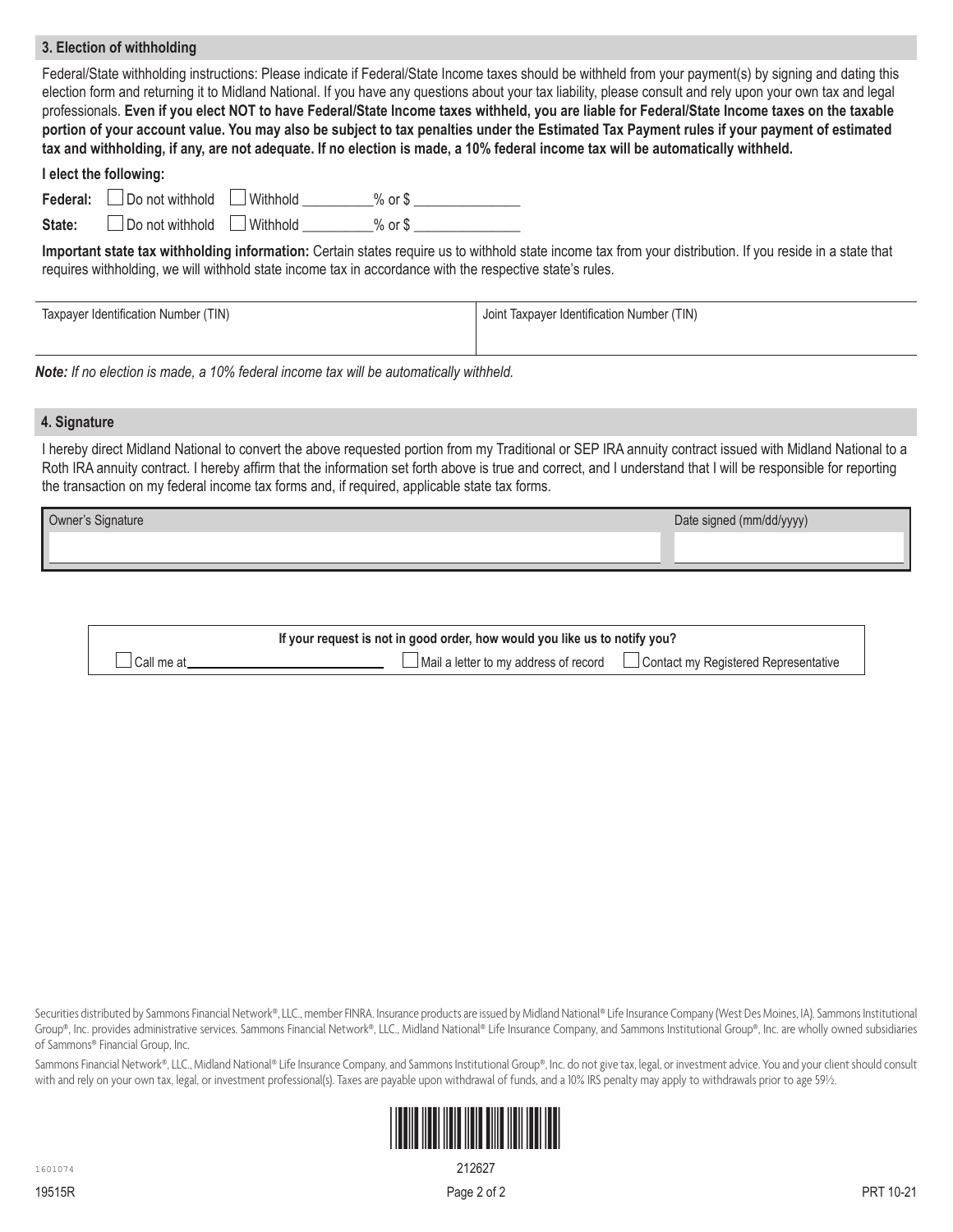## 3. Election of withholding

Federal/State withholding instructions: Please indicate if Federal/State Income taxes should be withheld from your payment(s) by signing and dating this election form and returning it to Midland National. If you have any questions about your tax liability, please consult and rely upon your own tax and legal professionals. **Even if you elect NOT to have Federal/State Income taxes withheld, you are liable for Federal/State Income taxes on the taxable portion of your account value. You may also be subject to tax penalties under the Estimated Tax Payment rules if your payment of estimated tax and withholding, if any, are not adequate. If no election is made, a 10% federal income tax will be automatically withheld.**

**I elect the following:**

**Federal:** ☐ Do not withhold ☐ Withhold __________% or $ _______________

**State:** ☐ Do not withhold ☐ Withhold __________% or $ _______________

**Important state tax withholding information:** Certain states require us to withhold state income tax from your distribution. If you reside in a state that requires withholding, we will withhold state income tax in accordance with the respective state's rules.

| Taxpayer Identification Number (TIN) | Joint Taxpayer Identification Number (TIN) |
|---|---|
| | |

***Note:*** *If no election is made, a 10% federal income tax will be automatically withheld.*

## 4. Signature

I hereby direct Midland National to convert the above requested portion from my Traditional or SEP IRA annuity contract issued with Midland National to a Roth IRA annuity contract. I hereby affirm that the information set forth above is true and correct, and I understand that I will be responsible for reporting the transaction on my federal income tax forms and, if required, applicable state tax forms.

| Owner's Signature | Date signed (mm/dd/yyyy) |
|---|---|
| | |

**If your request is not in good order, how would you like us to notify you?**

☐ Call me at_______________________________ ☐ Mail a letter to my address of record ☐ Contact my Registered Representative

Securities distributed by Sammons Financial Network®, LLC., member FINRA. Insurance products are issued by Midland National® Life Insurance Company (West Des Moines, IA). Sammons Institutional Group®, Inc. provides administrative services. Sammons Financial Network®, LLC., Midland National® Life Insurance Company, and Sammons Institutional Group®, Inc. are wholly owned subsidiaries of Sammons® Financial Group, Inc.

Sammons Financial Network®, LLC., Midland National® Life Insurance Company, and Sammons Institutional Group®, Inc. do not give tax, legal, or investment advice. You and your client should consult with and rely on your own tax, legal, or investment professional(s). Taxes are payable upon withdrawal of funds, and a 10% IRS penalty may apply to withdrawals prior to age 59½.

212627

1601074

19515R

PRT 10-21